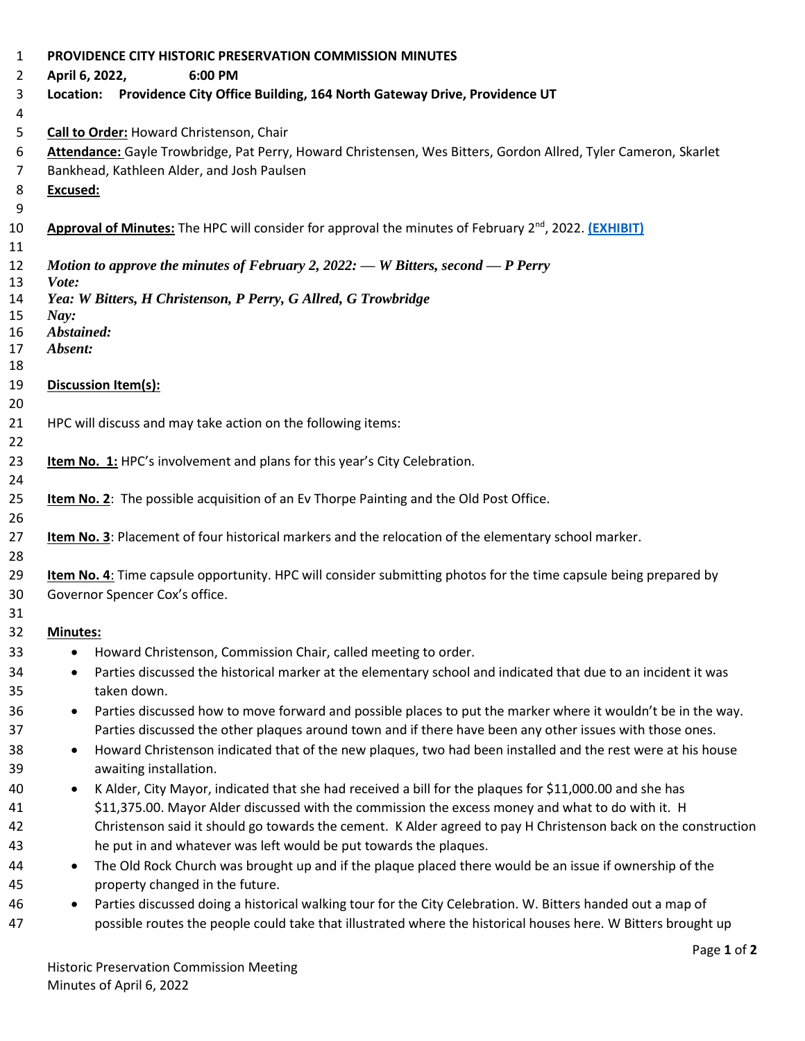**PROVIDENCE CITY HISTORIC PRESERVATION COMMISSION MINUTES**
**April 6, 2022, 6:00 PM**
**Location: Providence City Office Building, 164 North Gateway Drive, Providence UT**

**Call to Order:** Howard Christenson, Chair
**Attendance:** Gayle Trowbridge, Pat Perry, Howard Christensen, Wes Bitters, Gordon Allred, Tyler Cameron, Skarlet Bankhead, Kathleen Alder, and Josh Paulsen
**Excused:**

**Approval of Minutes:** The HPC will consider for approval the minutes of February 2nd, 2022. **(EXHIBIT)**

***Motion to approve the minutes of February 2, 2022: — W Bitters, second — P Perry***
***Vote:***
***Yea: W Bitters, H Christenson, P Perry, G Allred, G Trowbridge***
***Nay:***
***Abstained:***
***Absent:***

**Discussion Item(s):**

HPC will discuss and may take action on the following items:

**Item No. 1:** HPC's involvement and plans for this year's City Celebration.

**Item No. 2**: The possible acquisition of an Ev Thorpe Painting and the Old Post Office.

**Item No. 3**: Placement of four historical markers and the relocation of the elementary school marker.

**Item No. 4**: Time capsule opportunity. HPC will consider submitting photos for the time capsule being prepared by Governor Spencer Cox's office.

**Minutes:**

- Howard Christenson, Commission Chair, called meeting to order.
- Parties discussed the historical marker at the elementary school and indicated that due to an incident it was taken down.
- Parties discussed how to move forward and possible places to put the marker where it wouldn't be in the way. Parties discussed the other plaques around town and if there have been any other issues with those ones.
- Howard Christenson indicated that of the new plaques, two had been installed and the rest were at his house awaiting installation.
- K Alder, City Mayor, indicated that she had received a bill for the plaques for $11,000.00 and she has $11,375.00. Mayor Alder discussed with the commission the excess money and what to do with it. H Christenson said it should go towards the cement. K Alder agreed to pay H Christenson back on the construction he put in and whatever was left would be put towards the plaques.
- The Old Rock Church was brought up and if the plaque placed there would be an issue if ownership of the property changed in the future.
- Parties discussed doing a historical walking tour for the City Celebration. W. Bitters handed out a map of possible routes the people could take that illustrated where the historical houses here. W Bitters brought up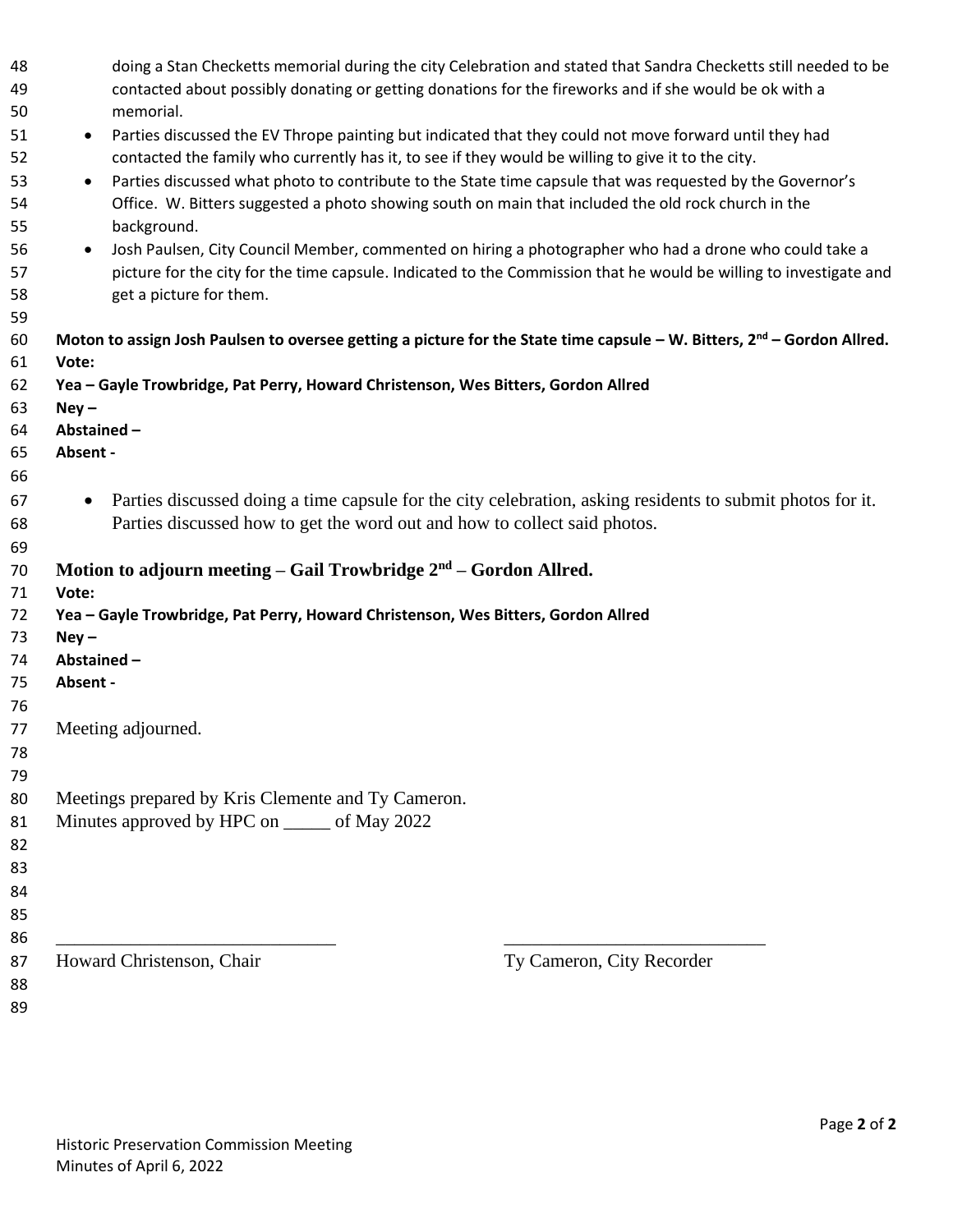doing a Stan Checketts memorial during the city Celebration and stated that Sandra Checketts still needed to be contacted about possibly donating or getting donations for the fireworks and if she would be ok with a memorial.

- Parties discussed the EV Thrope painting but indicated that they could not move forward until they had contacted the family who currently has it, to see if they would be willing to give it to the city.
- Parties discussed what photo to contribute to the State time capsule that was requested by the Governor's Office. W. Bitters suggested a photo showing south on main that included the old rock church in the background.
- Josh Paulsen, City Council Member, commented on hiring a photographer who had a drone who could take a picture for the city for the time capsule. Indicated to the Commission that he would be willing to investigate and get a picture for them.

**Moton to assign Josh Paulsen to oversee getting a picture for the State time capsule – W. Bitters, 2nd – Gordon Allred.**
**Vote:**
**Yea – Gayle Trowbridge, Pat Perry, Howard Christenson, Wes Bitters, Gordon Allred**
**Ney –**
**Abstained –**
**Absent -**

- Parties discussed doing a time capsule for the city celebration, asking residents to submit photos for it. Parties discussed how to get the word out and how to collect said photos.

**Motion to adjourn meeting – Gail Trowbridge 2nd – Gordon Allred.**
**Vote:**
**Yea – Gayle Trowbridge, Pat Perry, Howard Christenson, Wes Bitters, Gordon Allred**
**Ney –**
**Abstained –**
**Absent -**

Meeting adjourned.

Meetings prepared by Kris Clemente and Ty Cameron.
Minutes approved by HPC on _____ of May 2022

______________________________ ______________________________
Howard Christenson, Chair Ty Cameron, City Recorder